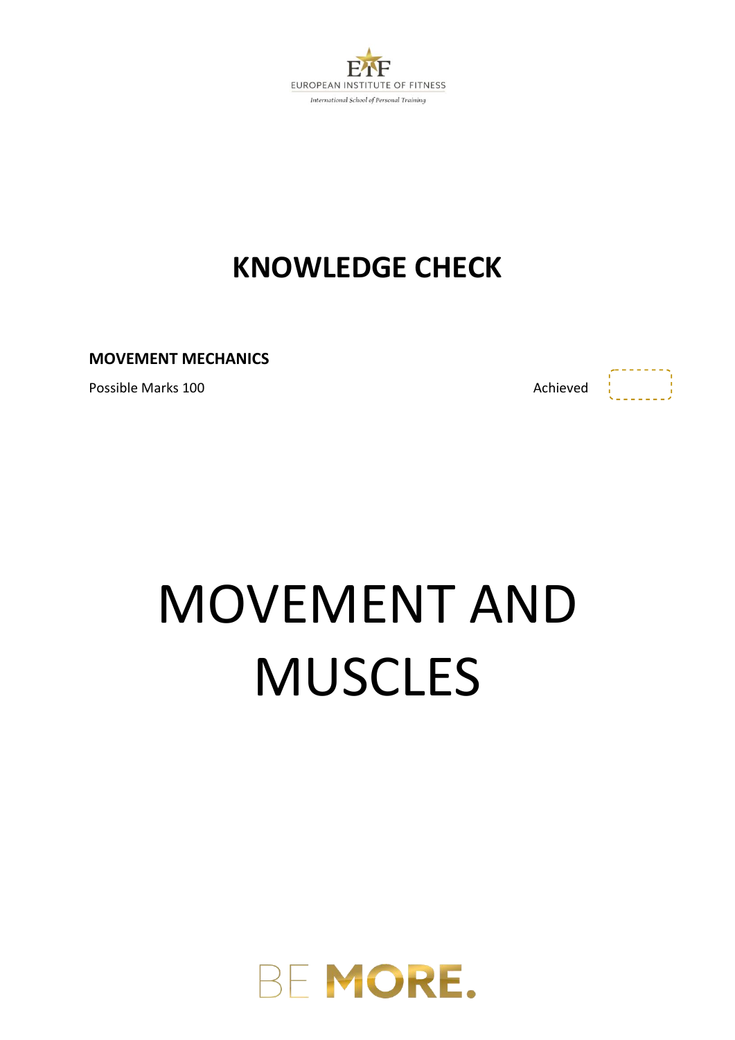EUROPEAN INSTITUTE OF FITNESS

*International School of Personal Training*

# KNOWLEDGE CHECK

**MOVEMENT MECHANICS**

Possible Marks 100 Achieved

# MOVEMENT AND MUSCLES

BE **MORE.**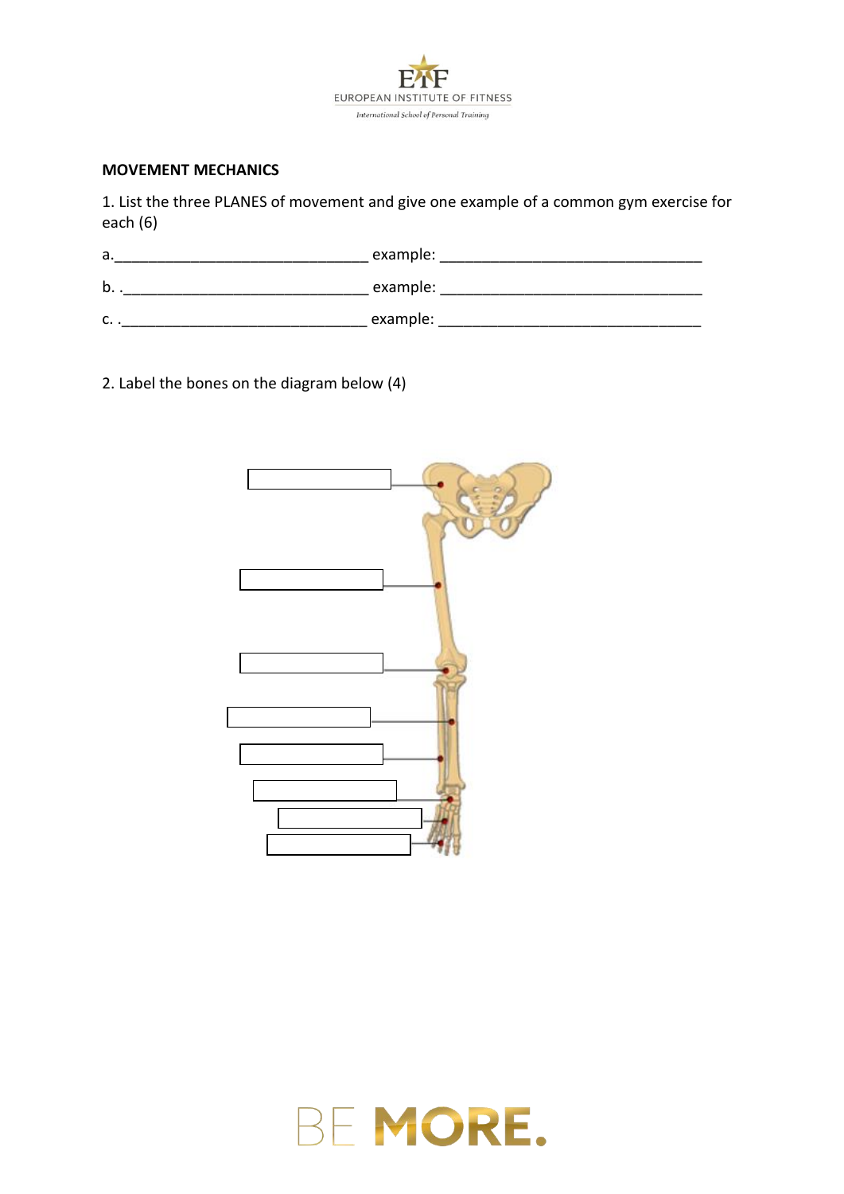**MOVEMENT MECHANICS**

1. List the three PLANES of movement and give one example of a common gym exercise for each (6)

a.______________________________ example: _______________________________

b. .______________________________ example: _______________________________

c. .______________________________ example: _______________________________

2. Label the bones on the diagram below (4)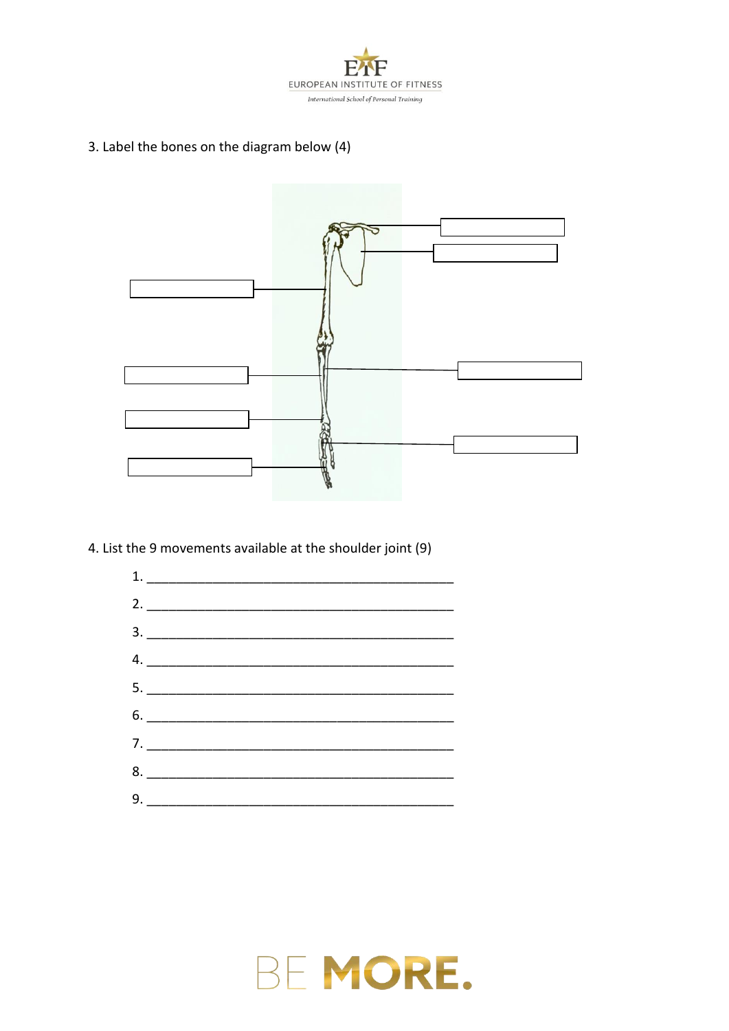3. Label the bones on the diagram below (4)

4. List the 9 movements available at the shoulder joint (9)

1. ___________________________________________
2. ___________________________________________
3. ___________________________________________
4. ___________________________________________
5. ___________________________________________
6. ___________________________________________
7. ___________________________________________
8. ___________________________________________
9. ___________________________________________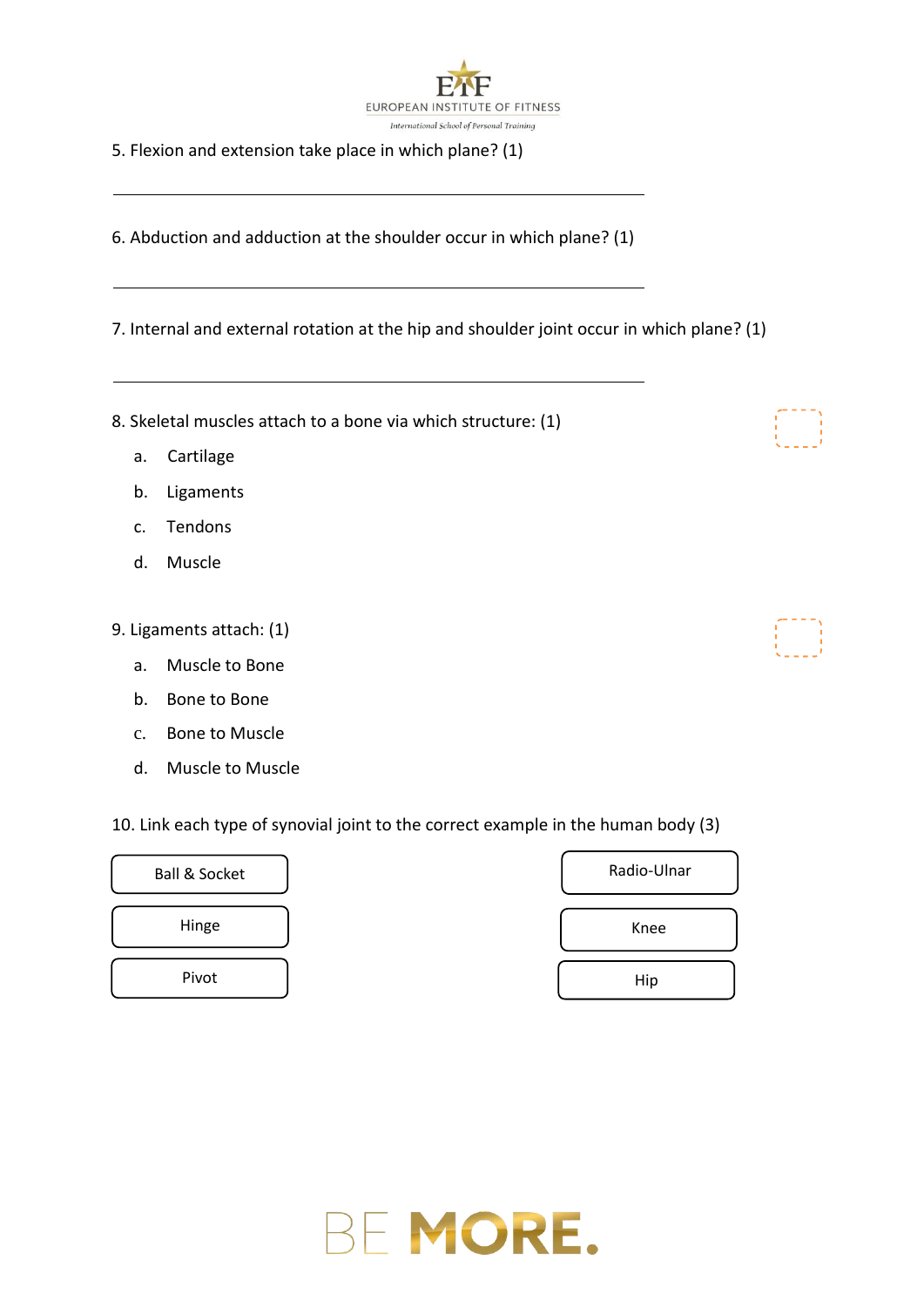5. Flexion and extension take place in which plane? (1)

\_\_\_\_\_\_\_\_\_\_\_\_\_\_\_\_\_\_\_\_\_\_\_\_\_\_\_\_\_\_\_\_\_\_\_\_\_\_\_\_\_\_\_\_\_\_\_\_\_\_\_\_\_\_\_\_\_\_

6. Abduction and adduction at the shoulder occur in which plane? (1)

\_\_\_\_\_\_\_\_\_\_\_\_\_\_\_\_\_\_\_\_\_\_\_\_\_\_\_\_\_\_\_\_\_\_\_\_\_\_\_\_\_\_\_\_\_\_\_\_\_\_\_\_\_\_\_\_\_\_

7. Internal and external rotation at the hip and shoulder joint occur in which plane? (1)

\_\_\_\_\_\_\_\_\_\_\_\_\_\_\_\_\_\_\_\_\_\_\_\_\_\_\_\_\_\_\_\_\_\_\_\_\_\_\_\_\_\_\_\_\_\_\_\_\_\_\_\_\_\_\_\_\_\_

8. Skeletal muscles attach to a bone via which structure: (1)

a. Cartilage

b. Ligaments

c. Tendons

d. Muscle

9. Ligaments attach: (1)

a. Muscle to Bone

b. Bone to Bone

c. Bone to Muscle

d. Muscle to Muscle

10. Link each type of synovial joint to the correct example in the human body (3)

| Joint type | Example |
| --- | --- |
| Ball & Socket | Radio-Ulnar |
| Hinge | Knee |
| Pivot | Hip |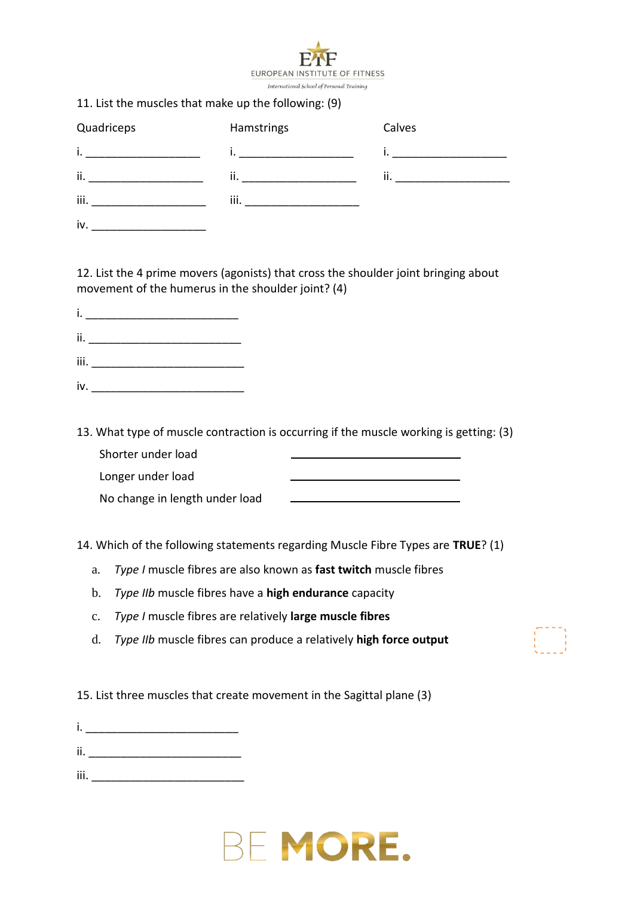11. List the muscles that make up the following: (9)

| Quadriceps | Hamstrings | Calves |
|---|---|---|
| i. ___________________ | i. ___________________ | i. ___________________ |
| ii. ___________________ | ii. ___________________ | ii. ___________________ |
| iii. ___________________ | iii. ___________________ | |
| iv. ___________________ | | |

12. List the 4 prime movers (agonists) that cross the shoulder joint bringing about movement of the humerus in the shoulder joint? (4)

i. _________________________

ii. _________________________

iii. _________________________

iv. _________________________

13. What type of muscle contraction is occurring if the muscle working is getting: (3)

Shorter under load ____________________________

Longer under load ____________________________

No change in length under load ____________________________

14. Which of the following statements regarding Muscle Fibre Types are **TRUE**? (1)

a. *Type I* muscle fibres are also known as **fast twitch** muscle fibres

b. *Type IIb* muscle fibres have a **high endurance** capacity

c. *Type I* muscle fibres are relatively **large muscle fibres**

d. *Type IIb* muscle fibres can produce a relatively **high force output**

15. List three muscles that create movement in the Sagittal plane (3)

i. _________________________

ii. _________________________

iii. _________________________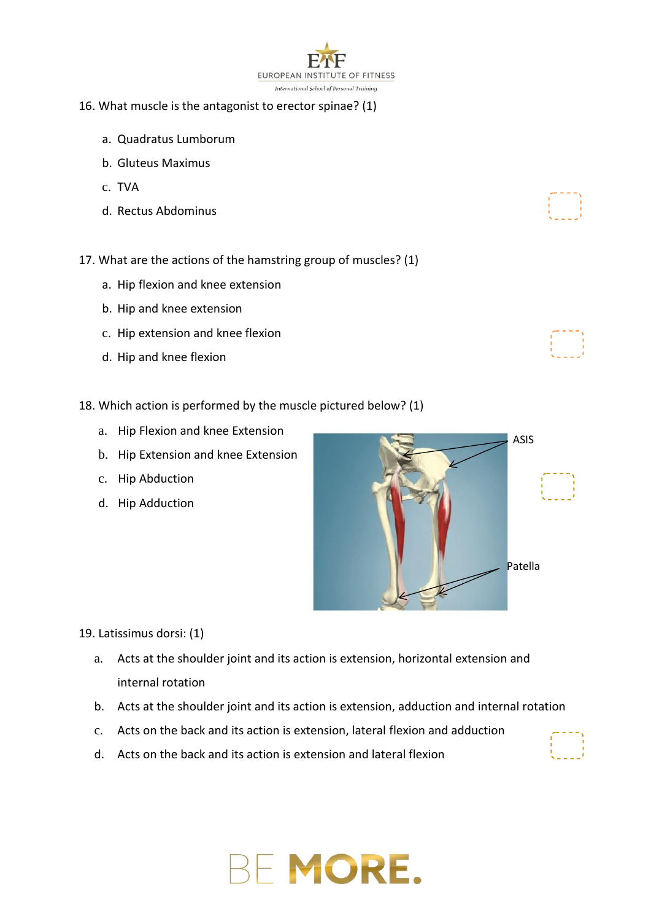16. What muscle is the antagonist to erector spinae? (1)

   a. Quadratus Lumborum
   b. Gluteus Maximus
   c. TVA
   d. Rectus Abdominus

17. What are the actions of the hamstring group of muscles? (1)

   a. Hip flexion and knee extension
   b. Hip and knee extension
   c. Hip extension and knee flexion
   d. Hip and knee flexion

18. Which action is performed by the muscle pictured below? (1)

   a. Hip Flexion and knee Extension
   b. Hip Extension and knee Extension
   c. Hip Abduction
   d. Hip Adduction

ASIS

Patella

19. Latissimus dorsi: (1)

   a. Acts at the shoulder joint and its action is extension, horizontal extension and internal rotation
   b. Acts at the shoulder joint and its action is extension, adduction and internal rotation
   c. Acts on the back and its action is extension, lateral flexion and adduction
   d. Acts on the back and its action is extension and lateral flexion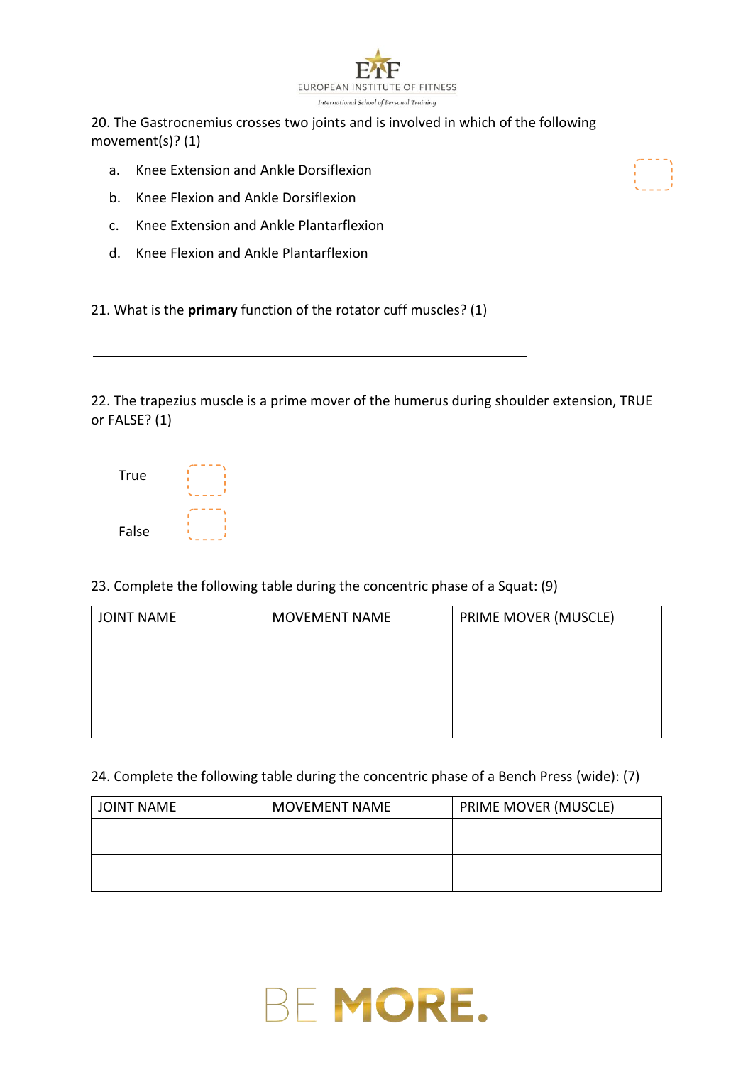20. The Gastrocnemius crosses two joints and is involved in which of the following movement(s)? (1)

a. Knee Extension and Ankle Dorsiflexion

b. Knee Flexion and Ankle Dorsiflexion

c. Knee Extension and Ankle Plantarflexion

d. Knee Flexion and Ankle Plantarflexion

21. What is the **primary** function of the rotator cuff muscles? (1)

______________________________________________

22. The trapezius muscle is a prime mover of the humerus during shoulder extension, TRUE or FALSE? (1)

True

False

23. Complete the following table during the concentric phase of a Squat: (9)

| JOINT NAME | MOVEMENT NAME | PRIME MOVER (MUSCLE) |
|---|---|---|
| | | |
| | | |
| | | |

24. Complete the following table during the concentric phase of a Bench Press (wide): (7)

| JOINT NAME | MOVEMENT NAME | PRIME MOVER (MUSCLE) |
|---|---|---|
| | | |
| | | |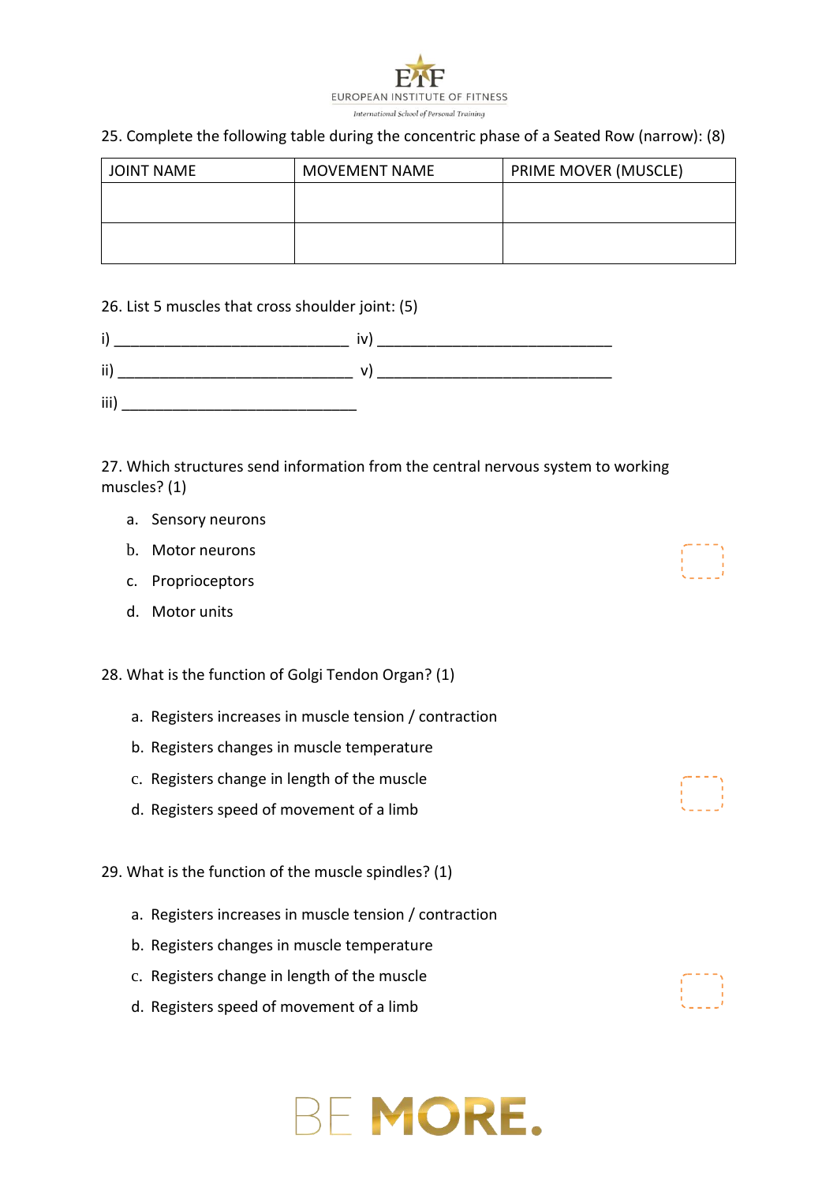25. Complete the following table during the concentric phase of a Seated Row (narrow): (8)

| JOINT NAME | MOVEMENT NAME | PRIME MOVER (MUSCLE) |
| --- | --- | --- |
| | | |
| | | |

26. List 5 muscles that cross shoulder joint: (5)

i) ____________________________ iv) ____________________________

ii) ____________________________ v) ____________________________

iii) ____________________________

27. Which structures send information from the central nervous system to working muscles? (1)

a. Sensory neurons
b. Motor neurons
c. Proprioceptors
d. Motor units

28. What is the function of Golgi Tendon Organ? (1)

a. Registers increases in muscle tension / contraction
b. Registers changes in muscle temperature
c. Registers change in length of the muscle
d. Registers speed of movement of a limb

29. What is the function of the muscle spindles? (1)

a. Registers increases in muscle tension / contraction
b. Registers changes in muscle temperature
c. Registers change in length of the muscle
d. Registers speed of movement of a limb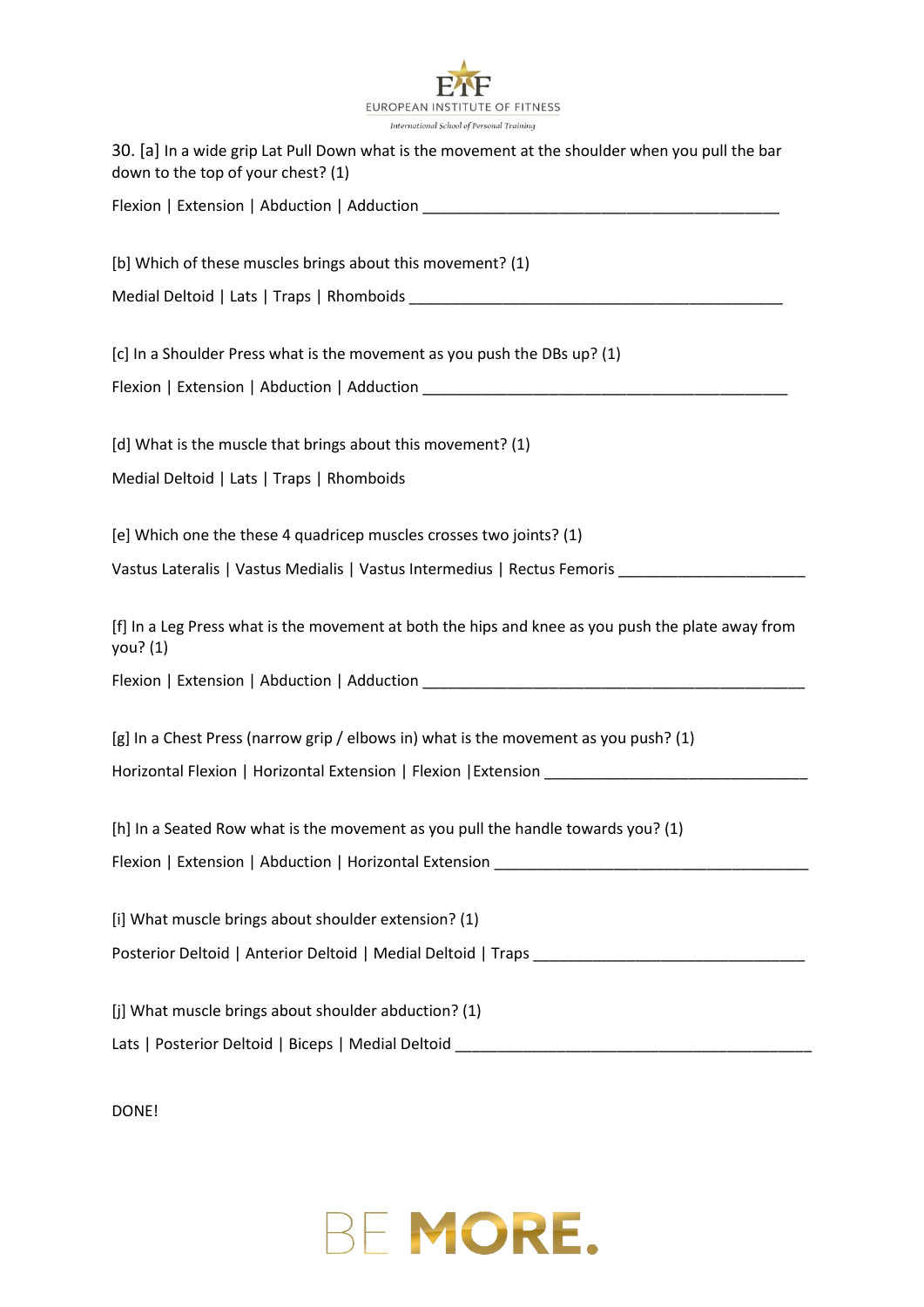30. [a] In a wide grip Lat Pull Down what is the movement at the shoulder when you pull the bar down to the top of your chest? (1)

Flexion | Extension | Abduction | Adduction ____________________________________________

[b] Which of these muscles brings about this movement? (1)

Medial Deltoid | Lats | Traps | Rhomboids ______________________________________________

[c] In a Shoulder Press what is the movement as you push the DBs up? (1)

Flexion | Extension | Abduction | Adduction _____________________________________________

[d] What is the muscle that brings about this movement? (1)

Medial Deltoid | Lats | Traps | Rhomboids

[e] Which one the these 4 quadricep muscles crosses two joints? (1)

Vastus Lateralis | Vastus Medialis | Vastus Intermedius | Rectus Femoris _______________________

[f] In a Leg Press what is the movement at both the hips and knee as you push the plate away from you? (1)

Flexion | Extension | Abduction | Adduction _______________________________________________

[g] In a Chest Press (narrow grip / elbows in) what is the movement as you push? (1)

Horizontal Flexion | Horizontal Extension | Flexion |Extension _________________________________

[h] In a Seated Row what is the movement as you pull the handle towards you? (1)

Flexion | Extension | Abduction | Horizontal Extension _______________________________________

[i] What muscle brings about shoulder extension? (1)

Posterior Deltoid | Anterior Deltoid | Medial Deltoid | Traps __________________________________

[j] What muscle brings about shoulder abduction? (1)

Lats | Posterior Deltoid | Biceps | Medial Deltoid ____________________________________________

DONE!

BE MORE.